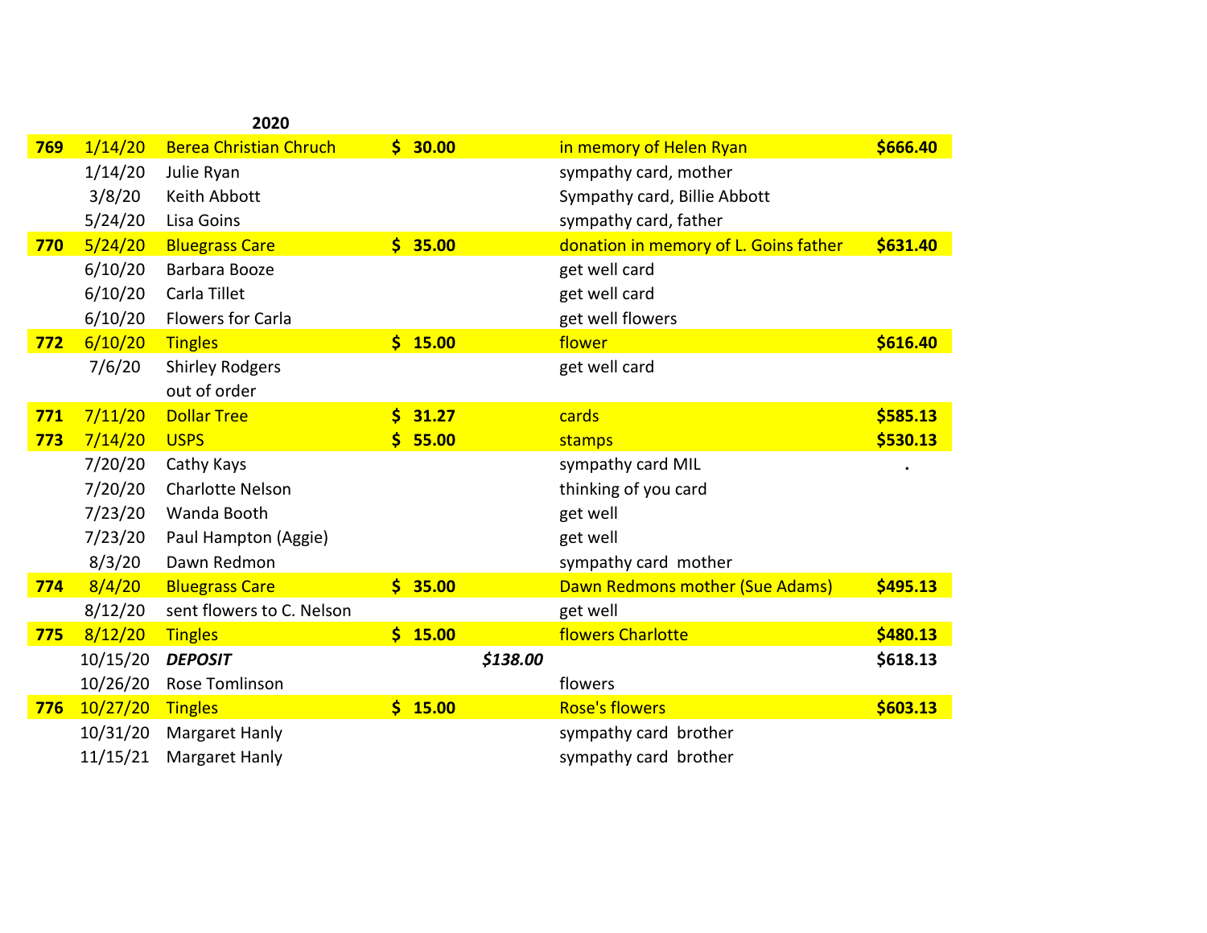**2020**

| | | | | | | |
|---|---|---|---|---|---|---|
| **769** | 1/14/20 | Berea Christian Chruch | **$ 30.00** | | in memory of Helen Ryan | **$666.40** |
| | 1/14/20 | Julie Ryan | | | sympathy card, mother | |
| | 3/8/20 | Keith Abbott | | | Sympathy card, Billie Abbott | |
| | 5/24/20 | Lisa Goins | | | sympathy card, father | |
| **770** | 5/24/20 | Bluegrass Care | **$ 35.00** | | donation in memory of L. Goins father | **$631.40** |
| | 6/10/20 | Barbara Booze | | | get well card | |
| | 6/10/20 | Carla Tillet | | | get well card | |
| | 6/10/20 | Flowers for Carla | | | get well flowers | |
| **772** | 6/10/20 | Tingles | **$ 15.00** | | flower | **$616.40** |
| | 7/6/20 | Shirley Rodgers | | | get well card | |
| | | out of order | | | | |
| **771** | 7/11/20 | Dollar Tree | **$ 31.27** | | cards | **$585.13** |
| **773** | 7/14/20 | USPS | **$ 55.00** | | stamps | **$530.13** |
| | 7/20/20 | Cathy Kays | | | sympathy card MIL | . |
| | 7/20/20 | Charlotte Nelson | | | thinking of you card | |
| | 7/23/20 | Wanda Booth | | | get well | |
| | 7/23/20 | Paul Hampton (Aggie) | | | get well | |
| | 8/3/20 | Dawn Redmon | | | sympathy card mother | |
| **774** | 8/4/20 | Bluegrass Care | **$ 35.00** | | Dawn Redmons mother (Sue Adams) | **$495.13** |
| | 8/12/20 | sent flowers to C. Nelson | | | get well | |
| **775** | 8/12/20 | Tingles | **$ 15.00** | | flowers Charlotte | **$480.13** |
| | 10/15/20 | ***DEPOSIT*** | | ***$138.00*** | | **$618.13** |
| | 10/26/20 | Rose Tomlinson | | | flowers | |
| **776** | 10/27/20 | Tingles | **$ 15.00** | | Rose's flowers | **$603.13** |
| | 10/31/20 | Margaret Hanly | | | sympathy card brother | |
| | 11/15/21 | Margaret Hanly | | | sympathy card brother | |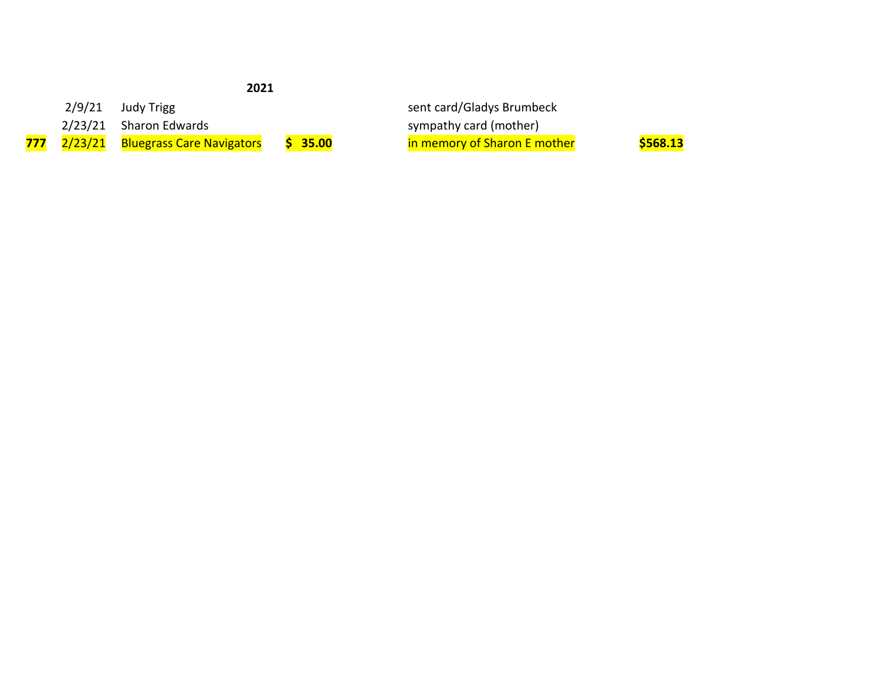| | | | | | |
|---|---|---|---|---|---|
| | | **2021** | | | |
| | 2/9/21 | Judy Trigg | | sent card/Gladys Brumbeck | |
| | 2/23/21 | Sharon Edwards | | sympathy card (mother) | |
| **777** | 2/23/21 | Bluegrass Care Navigators | **$ 35.00** | in memory of Sharon E mother | **$568.13** |